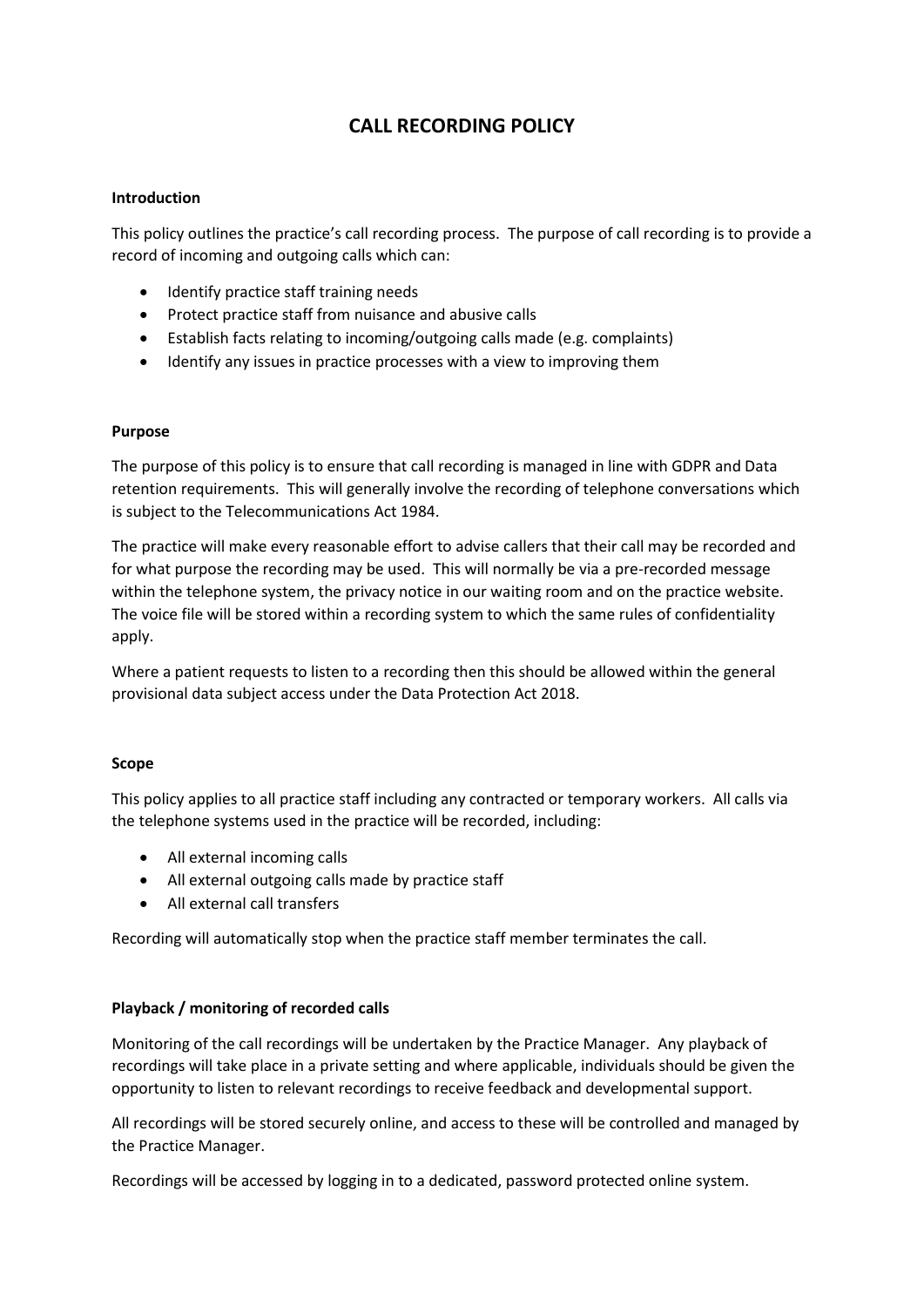# CALL RECORDING POLICY

**Introduction**

This policy outlines the practice's call recording process. The purpose of call recording is to provide a record of incoming and outgoing calls which can:

- Identify practice staff training needs
- Protect practice staff from nuisance and abusive calls
- Establish facts relating to incoming/outgoing calls made (e.g. complaints)
- Identify any issues in practice processes with a view to improving them

**Purpose**

The purpose of this policy is to ensure that call recording is managed in line with GDPR and Data retention requirements. This will generally involve the recording of telephone conversations which is subject to the Telecommunications Act 1984.

The practice will make every reasonable effort to advise callers that their call may be recorded and for what purpose the recording may be used. This will normally be via a pre-recorded message within the telephone system, the privacy notice in our waiting room and on the practice website. The voice file will be stored within a recording system to which the same rules of confidentiality apply.

Where a patient requests to listen to a recording then this should be allowed within the general provisional data subject access under the Data Protection Act 2018.

**Scope**

This policy applies to all practice staff including any contracted or temporary workers. All calls via the telephone systems used in the practice will be recorded, including:

- All external incoming calls
- All external outgoing calls made by practice staff
- All external call transfers

Recording will automatically stop when the practice staff member terminates the call.

**Playback / monitoring of recorded calls**

Monitoring of the call recordings will be undertaken by the Practice Manager. Any playback of recordings will take place in a private setting and where applicable, individuals should be given the opportunity to listen to relevant recordings to receive feedback and developmental support.

All recordings will be stored securely online, and access to these will be controlled and managed by the Practice Manager.

Recordings will be accessed by logging in to a dedicated, password protected online system.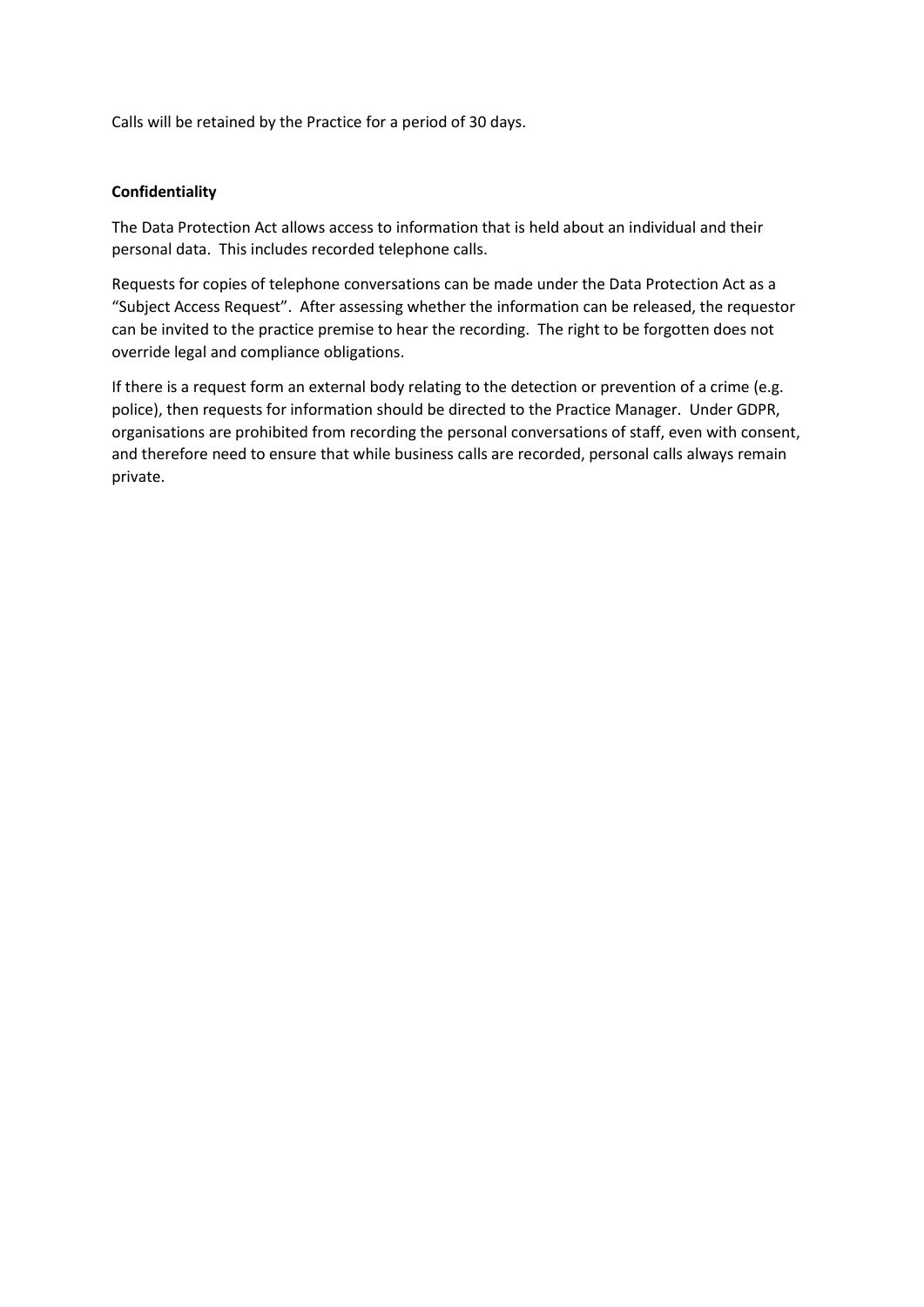Calls will be retained by the Practice for a period of 30 days.

**Confidentiality**

The Data Protection Act allows access to information that is held about an individual and their personal data. This includes recorded telephone calls.

Requests for copies of telephone conversations can be made under the Data Protection Act as a "Subject Access Request". After assessing whether the information can be released, the requestor can be invited to the practice premise to hear the recording. The right to be forgotten does not override legal and compliance obligations.

If there is a request form an external body relating to the detection or prevention of a crime (e.g. police), then requests for information should be directed to the Practice Manager. Under GDPR, organisations are prohibited from recording the personal conversations of staff, even with consent, and therefore need to ensure that while business calls are recorded, personal calls always remain private.